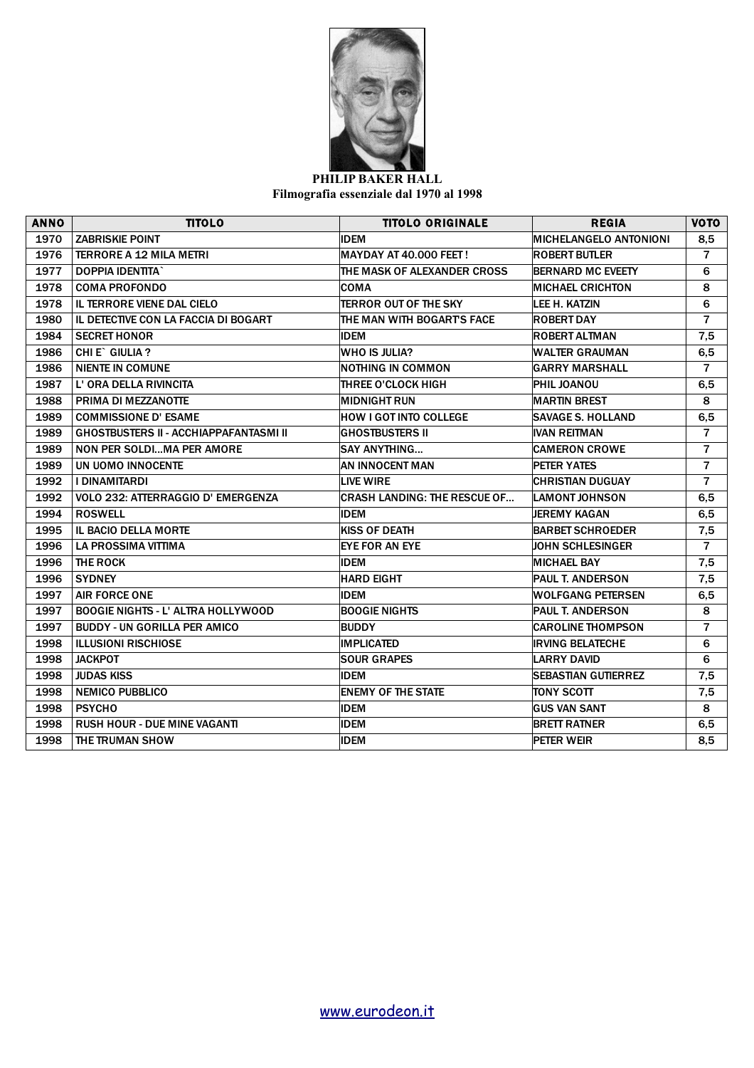**PHILIP BAKER HALL**
**Filmografia essenziale dal 1970 al 1998**

| ANNO | TITOLO | TITOLO ORIGINALE | REGIA | VOTO |
|---|---|---|---|---|
| 1970 | ZABRISKIE POINT | IDEM | MICHELANGELO ANTONIONI | 8,5 |
| 1976 | TERRORE A 12 MILA METRI | MAYDAY AT 40.000 FEET ! | ROBERT BUTLER | 7 |
| 1977 | DOPPIA IDENTITA` | THE MASK OF ALEXANDER CROSS | BERNARD MC EVEETY | 6 |
| 1978 | COMA PROFONDO | COMA | MICHAEL CRICHTON | 8 |
| 1978 | IL TERRORE VIENE DAL CIELO | TERROR OUT OF THE SKY | LEE H. KATZIN | 6 |
| 1980 | IL DETECTIVE CON LA FACCIA DI BOGART | THE MAN WITH BOGART'S FACE | ROBERT DAY | 7 |
| 1984 | SECRET HONOR | IDEM | ROBERT ALTMAN | 7,5 |
| 1986 | CHI E` GIULIA ? | WHO IS JULIA? | WALTER GRAUMAN | 6,5 |
| 1986 | NIENTE IN COMUNE | NOTHING IN COMMON | GARRY MARSHALL | 7 |
| 1987 | L' ORA DELLA RIVINCITA | THREE O'CLOCK HIGH | PHIL JOANOU | 6,5 |
| 1988 | PRIMA DI MEZZANOTTE | MIDNIGHT RUN | MARTIN BREST | 8 |
| 1989 | COMMISSIONE D' ESAME | HOW I GOT INTO COLLEGE | SAVAGE S. HOLLAND | 6,5 |
| 1989 | GHOSTBUSTERS II - ACCHIAPPAFANTASMI II | GHOSTBUSTERS II | IVAN REITMAN | 7 |
| 1989 | NON PER SOLDI...MA PER AMORE | SAY ANYTHING... | CAMERON CROWE | 7 |
| 1989 | UN UOMO INNOCENTE | AN INNOCENT MAN | PETER YATES | 7 |
| 1992 | I DINAMITARDI | LIVE WIRE | CHRISTIAN DUGUAY | 7 |
| 1992 | VOLO 232: ATTERRAGGIO D' EMERGENZA | CRASH LANDING: THE RESCUE OF... | LAMONT JOHNSON | 6,5 |
| 1994 | ROSWELL | IDEM | JEREMY KAGAN | 6,5 |
| 1995 | IL BACIO DELLA MORTE | KISS OF DEATH | BARBET SCHROEDER | 7,5 |
| 1996 | LA PROSSIMA VITTIMA | EYE FOR AN EYE | JOHN SCHLESINGER | 7 |
| 1996 | THE ROCK | IDEM | MICHAEL BAY | 7,5 |
| 1996 | SYDNEY | HARD EIGHT | PAUL T. ANDERSON | 7,5 |
| 1997 | AIR FORCE ONE | IDEM | WOLFGANG PETERSEN | 6,5 |
| 1997 | BOOGIE NIGHTS - L' ALTRA HOLLYWOOD | BOOGIE NIGHTS | PAUL T. ANDERSON | 8 |
| 1997 | BUDDY - UN GORILLA PER AMICO | BUDDY | CAROLINE THOMPSON | 7 |
| 1998 | ILLUSIONI RISCHIOSE | IMPLICATED | IRVING BELATECHE | 6 |
| 1998 | JACKPOT | SOUR GRAPES | LARRY DAVID | 6 |
| 1998 | JUDAS KISS | IDEM | SEBASTIAN GUTIERREZ | 7,5 |
| 1998 | NEMICO PUBBLICO | ENEMY OF THE STATE | TONY SCOTT | 7,5 |
| 1998 | PSYCHO | IDEM | GUS VAN SANT | 8 |
| 1998 | RUSH HOUR - DUE MINE VAGANTI | IDEM | BRETT RATNER | 6,5 |
| 1998 | THE TRUMAN SHOW | IDEM | PETER WEIR | 8,5 |

www.eurodeon.it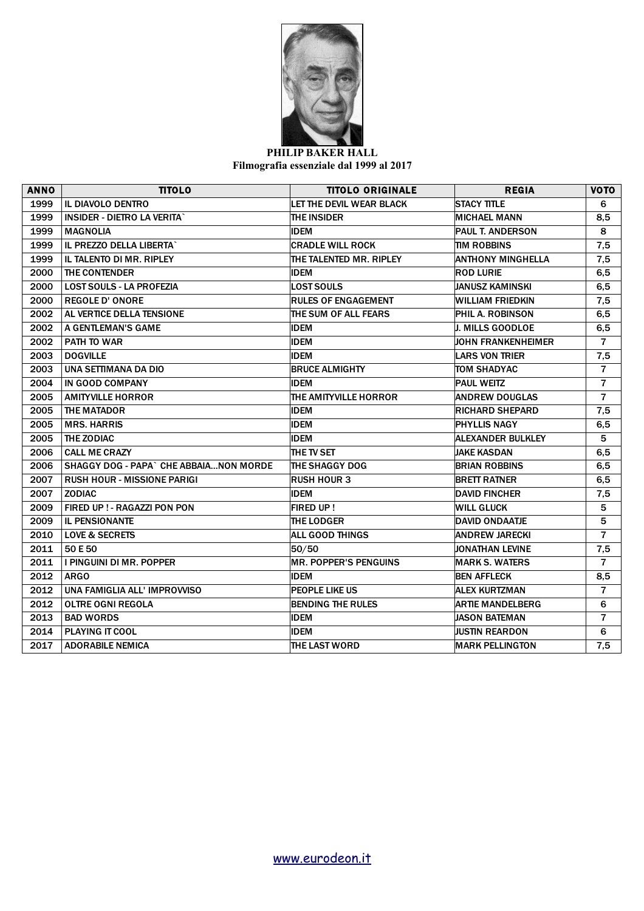**PHILIP BAKER HALL**
**Filmografia essenziale dal 1999 al 2017**

| ANNO | TITOLO | TITOLO ORIGINALE | REGIA | VOTO |
|---|---|---|---|---|
| 1999 | IL DIAVOLO DENTRO | LET THE DEVIL WEAR BLACK | STACY TITLE | 6 |
| 1999 | INSIDER - DIETRO LA VERITA` | THE INSIDER | MICHAEL MANN | 8,5 |
| 1999 | MAGNOLIA | IDEM | PAUL T. ANDERSON | 8 |
| 1999 | IL PREZZO DELLA LIBERTA` | CRADLE WILL ROCK | TIM ROBBINS | 7,5 |
| 1999 | IL TALENTO DI MR. RIPLEY | THE TALENTED MR. RIPLEY | ANTHONY MINGHELLA | 7,5 |
| 2000 | THE CONTENDER | IDEM | ROD LURIE | 6,5 |
| 2000 | LOST SOULS - LA PROFEZIA | LOST SOULS | JANUSZ KAMINSKI | 6,5 |
| 2000 | REGOLE D' ONORE | RULES OF ENGAGEMENT | WILLIAM FRIEDKIN | 7,5 |
| 2002 | AL VERTICE DELLA TENSIONE | THE SUM OF ALL FEARS | PHIL A. ROBINSON | 6,5 |
| 2002 | A GENTLEMAN'S GAME | IDEM | J. MILLS GOODLOE | 6,5 |
| 2002 | PATH TO WAR | IDEM | JOHN FRANKENHEIMER | 7 |
| 2003 | DOGVILLE | IDEM | LARS VON TRIER | 7,5 |
| 2003 | UNA SETTIMANA DA DIO | BRUCE ALMIGHTY | TOM SHADYAC | 7 |
| 2004 | IN GOOD COMPANY | IDEM | PAUL WEITZ | 7 |
| 2005 | AMITYVILLE HORROR | THE AMITYVILLE HORROR | ANDREW DOUGLAS | 7 |
| 2005 | THE MATADOR | IDEM | RICHARD SHEPARD | 7,5 |
| 2005 | MRS. HARRIS | IDEM | PHYLLIS NAGY | 6,5 |
| 2005 | THE ZODIAC | IDEM | ALEXANDER BULKLEY | 5 |
| 2006 | CALL ME CRAZY | THE TV SET | JAKE KASDAN | 6,5 |
| 2006 | SHAGGY DOG - PAPA` CHE ABBAIA...NON MORDE | THE SHAGGY DOG | BRIAN ROBBINS | 6,5 |
| 2007 | RUSH HOUR - MISSIONE PARIGI | RUSH HOUR 3 | BRETT RATNER | 6,5 |
| 2007 | ZODIAC | IDEM | DAVID FINCHER | 7,5 |
| 2009 | FIRED UP ! - RAGAZZI PON PON | FIRED UP ! | WILL GLUCK | 5 |
| 2009 | IL PENSIONANTE | THE LODGER | DAVID ONDAATJE | 5 |
| 2010 | LOVE & SECRETS | ALL GOOD THINGS | ANDREW JARECKI | 7 |
| 2011 | 50 E 50 | 50/50 | JONATHAN LEVINE | 7,5 |
| 2011 | I PINGUINI DI MR. POPPER | MR. POPPER'S PENGUINS | MARK S. WATERS | 7 |
| 2012 | ARGO | IDEM | BEN AFFLECK | 8,5 |
| 2012 | UNA FAMIGLIA ALL' IMPROVVISO | PEOPLE LIKE US | ALEX KURTZMAN | 7 |
| 2012 | OLTRE OGNI REGOLA | BENDING THE RULES | ARTIE MANDELBERG | 6 |
| 2013 | BAD WORDS | IDEM | JASON BATEMAN | 7 |
| 2014 | PLAYING IT COOL | IDEM | JUSTIN REARDON | 6 |
| 2017 | ADORABILE NEMICA | THE LAST WORD | MARK PELLINGTON | 7,5 |

www.eurodeon.it